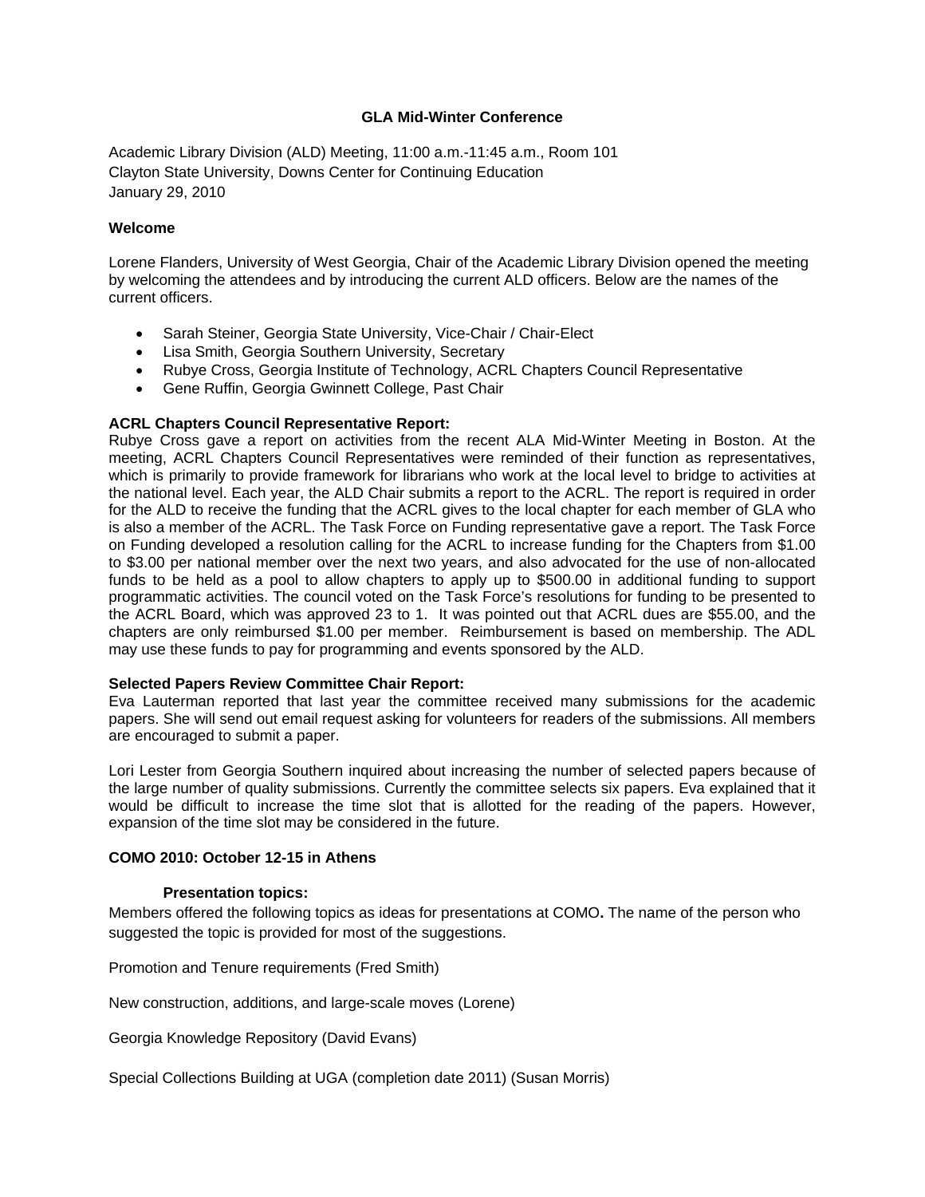# GLA Mid-Winter Conference

Academic Library Division (ALD) Meeting, 11:00 a.m.-11:45 a.m., Room 101
Clayton State University, Downs Center for Continuing Education
January 29, 2010

## Welcome

Lorene Flanders, University of West Georgia, Chair of the Academic Library Division opened the meeting by welcoming the attendees and by introducing the current ALD officers. Below are the names of the current officers.

- Sarah Steiner, Georgia State University, Vice-Chair / Chair-Elect
- Lisa Smith, Georgia Southern University, Secretary
- Rubye Cross, Georgia Institute of Technology, ACRL Chapters Council Representative
- Gene Ruffin, Georgia Gwinnett College, Past Chair

**ACRL Chapters Council Representative Report:**
Rubye Cross gave a report on activities from the recent ALA Mid-Winter Meeting in Boston. At the meeting, ACRL Chapters Council Representatives were reminded of their function as representatives, which is primarily to provide framework for librarians who work at the local level to bridge to activities at the national level. Each year, the ALD Chair submits a report to the ACRL. The report is required in order for the ALD to receive the funding that the ACRL gives to the local chapter for each member of GLA who is also a member of the ACRL. The Task Force on Funding representative gave a report. The Task Force on Funding developed a resolution calling for the ACRL to increase funding for the Chapters from $1.00 to $3.00 per national member over the next two years, and also advocated for the use of non-allocated funds to be held as a pool to allow chapters to apply up to $500.00 in additional funding to support programmatic activities. The council voted on the Task Force's resolutions for funding to be presented to the ACRL Board, which was approved 23 to 1. It was pointed out that ACRL dues are $55.00, and the chapters are only reimbursed $1.00 per member. Reimbursement is based on membership. The ADL may use these funds to pay for programming and events sponsored by the ALD.

**Selected Papers Review Committee Chair Report:**
Eva Lauterman reported that last year the committee received many submissions for the academic papers. She will send out email request asking for volunteers for readers of the submissions. All members are encouraged to submit a paper.

Lori Lester from Georgia Southern inquired about increasing the number of selected papers because of the large number of quality submissions. Currently the committee selects six papers. Eva explained that it would be difficult to increase the time slot that is allotted for the reading of the papers. However, expansion of the time slot may be considered in the future.

**COMO 2010: October 12-15 in Athens**

**Presentation topics:**

Members offered the following topics as ideas for presentations at COMO**.** The name of the person who suggested the topic is provided for most of the suggestions.

Promotion and Tenure requirements (Fred Smith)

New construction, additions, and large-scale moves (Lorene)

Georgia Knowledge Repository (David Evans)

Special Collections Building at UGA (completion date 2011) (Susan Morris)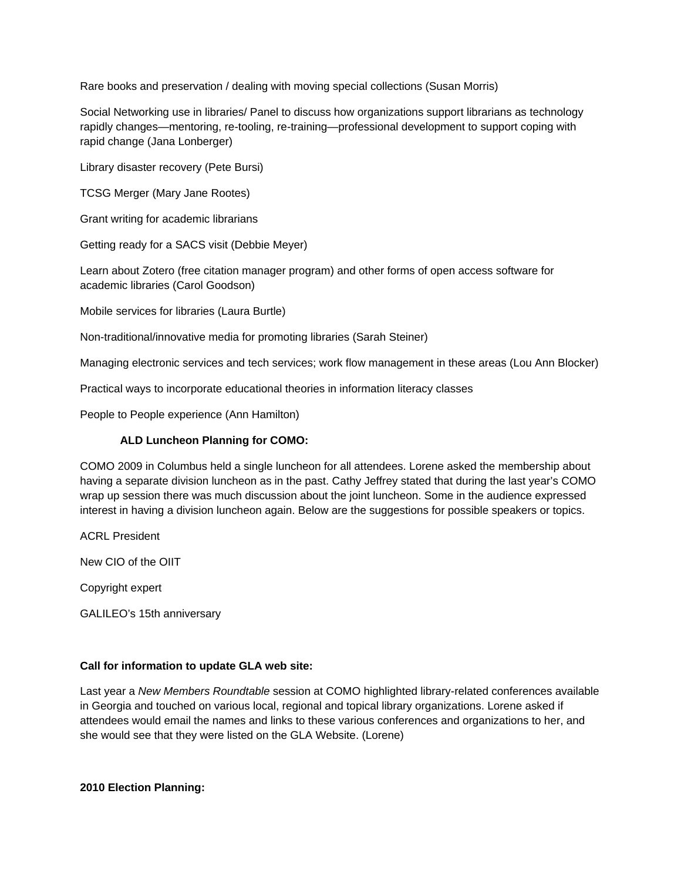Rare books and preservation / dealing with moving special collections (Susan Morris)

Social Networking use in libraries/ Panel to discuss how organizations support librarians as technology rapidly changes—mentoring, re-tooling, re-training—professional development to support coping with rapid change (Jana Lonberger)

Library disaster recovery (Pete Bursi)

TCSG Merger (Mary Jane Rootes)

Grant writing for academic librarians

Getting ready for a SACS visit (Debbie Meyer)

Learn about Zotero (free citation manager program) and other forms of open access software for academic libraries (Carol Goodson)

Mobile services for libraries (Laura Burtle)

Non-traditional/innovative media for promoting libraries (Sarah Steiner)

Managing electronic services and tech services; work flow management in these areas (Lou Ann Blocker)

Practical ways to incorporate educational theories in information literacy classes

People to People experience (Ann Hamilton)

**ALD Luncheon Planning for COMO:**

COMO 2009 in Columbus held a single luncheon for all attendees. Lorene asked the membership about having a separate division luncheon as in the past. Cathy Jeffrey stated that during the last year's COMO wrap up session there was much discussion about the joint luncheon. Some in the audience expressed interest in having a division luncheon again. Below are the suggestions for possible speakers or topics.

ACRL President

New CIO of the OIIT

Copyright expert

GALILEO's 15th anniversary

**Call for information to update GLA web site:**

Last year a *New Members Roundtable* session at COMO highlighted library-related conferences available in Georgia and touched on various local, regional and topical library organizations. Lorene asked if attendees would email the names and links to these various conferences and organizations to her, and she would see that they were listed on the GLA Website. (Lorene)

**2010 Election Planning:**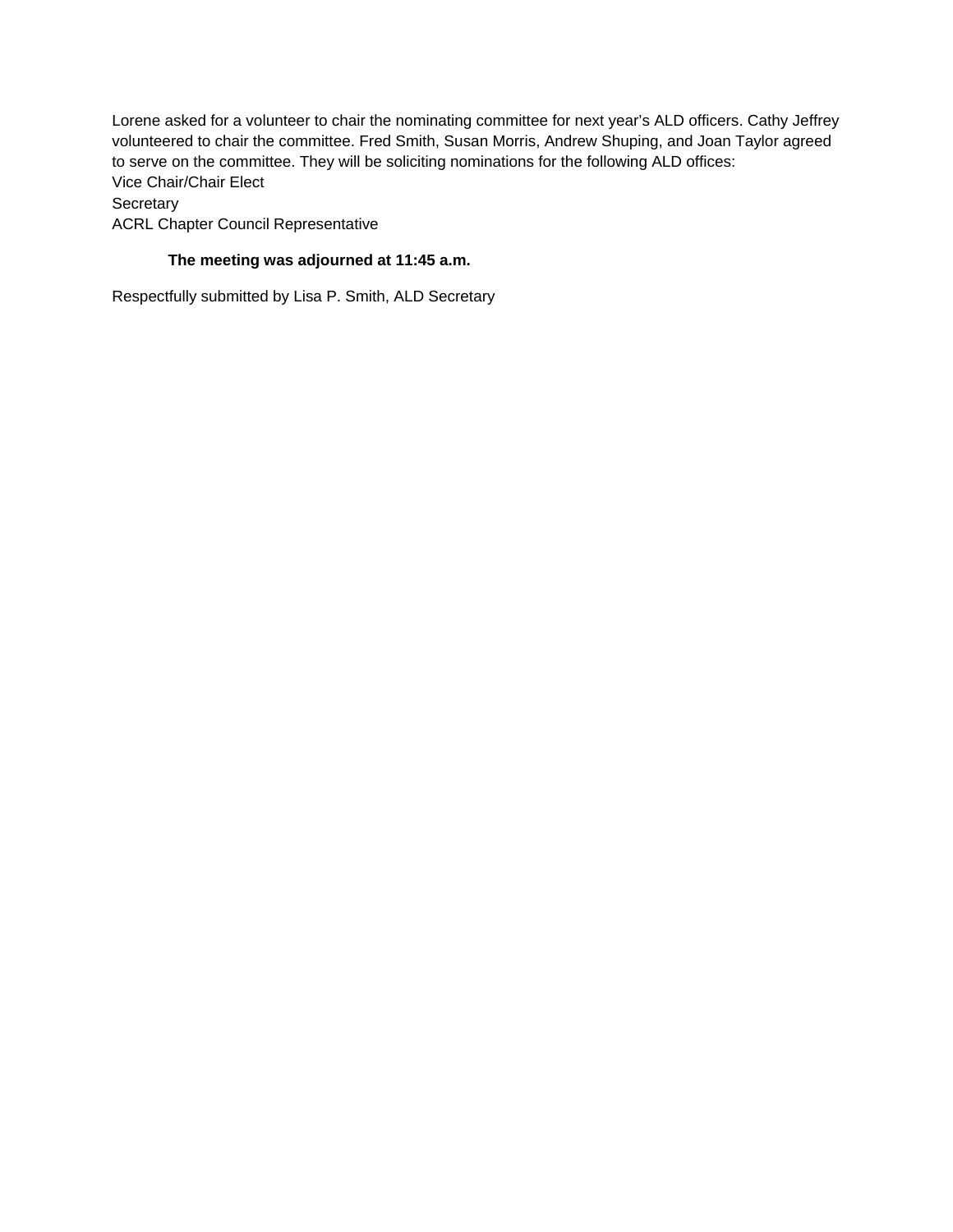Lorene asked for a volunteer to chair the nominating committee for next year's ALD officers. Cathy Jeffrey volunteered to chair the committee. Fred Smith, Susan Morris, Andrew Shuping, and Joan Taylor agreed to serve on the committee. They will be soliciting nominations for the following ALD offices:

Vice Chair/Chair Elect  
Secretary  
ACRL Chapter Council Representative

**The meeting was adjourned at 11:45 a.m.**

Respectfully submitted by Lisa P. Smith, ALD Secretary